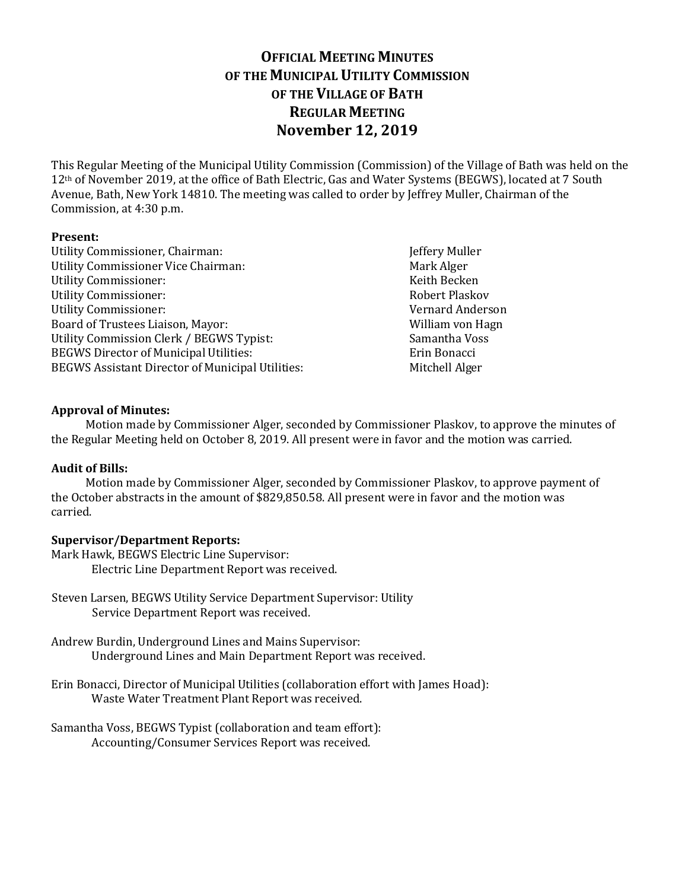# OFFICIAL MEETING MINUTES
# OF THE MUNICIPAL UTILITY COMMISSION
# OF THE VILLAGE OF BATH
# REGULAR MEETING
# November 12, 2019

This Regular Meeting of the Municipal Utility Commission (Commission) of the Village of Bath was held on the 12th of November 2019, at the office of Bath Electric, Gas and Water Systems (BEGWS), located at 7 South Avenue, Bath, New York 14810. The meeting was called to order by Jeffrey Muller, Chairman of the Commission, at 4:30 p.m.

**Present:**

| | |
|---|---|
| Utility Commissioner, Chairman: | Jeffery Muller |
| Utility Commissioner Vice Chairman: | Mark Alger |
| Utility Commissioner: | Keith Becken |
| Utility Commissioner: | Robert Plaskov |
| Utility Commissioner: | Vernard Anderson |
| Board of Trustees Liaison, Mayor: | William von Hagn |
| Utility Commission Clerk / BEGWS Typist: | Samantha Voss |
| BEGWS Director of Municipal Utilities: | Erin Bonacci |
| BEGWS Assistant Director of Municipal Utilities: | Mitchell Alger |

**Approval of Minutes:**

Motion made by Commissioner Alger, seconded by Commissioner Plaskov, to approve the minutes of the Regular Meeting held on October 8, 2019. All present were in favor and the motion was carried.

**Audit of Bills:**

Motion made by Commissioner Alger, seconded by Commissioner Plaskov, to approve payment of the October abstracts in the amount of $829,850.58. All present were in favor and the motion was carried.

**Supervisor/Department Reports:**

Mark Hawk, BEGWS Electric Line Supervisor:
Electric Line Department Report was received.

Steven Larsen, BEGWS Utility Service Department Supervisor: Utility
Service Department Report was received.

Andrew Burdin, Underground Lines and Mains Supervisor:
Underground Lines and Main Department Report was received.

Erin Bonacci, Director of Municipal Utilities (collaboration effort with James Hoad):
Waste Water Treatment Plant Report was received.

Samantha Voss, BEGWS Typist (collaboration and team effort):
Accounting/Consumer Services Report was received.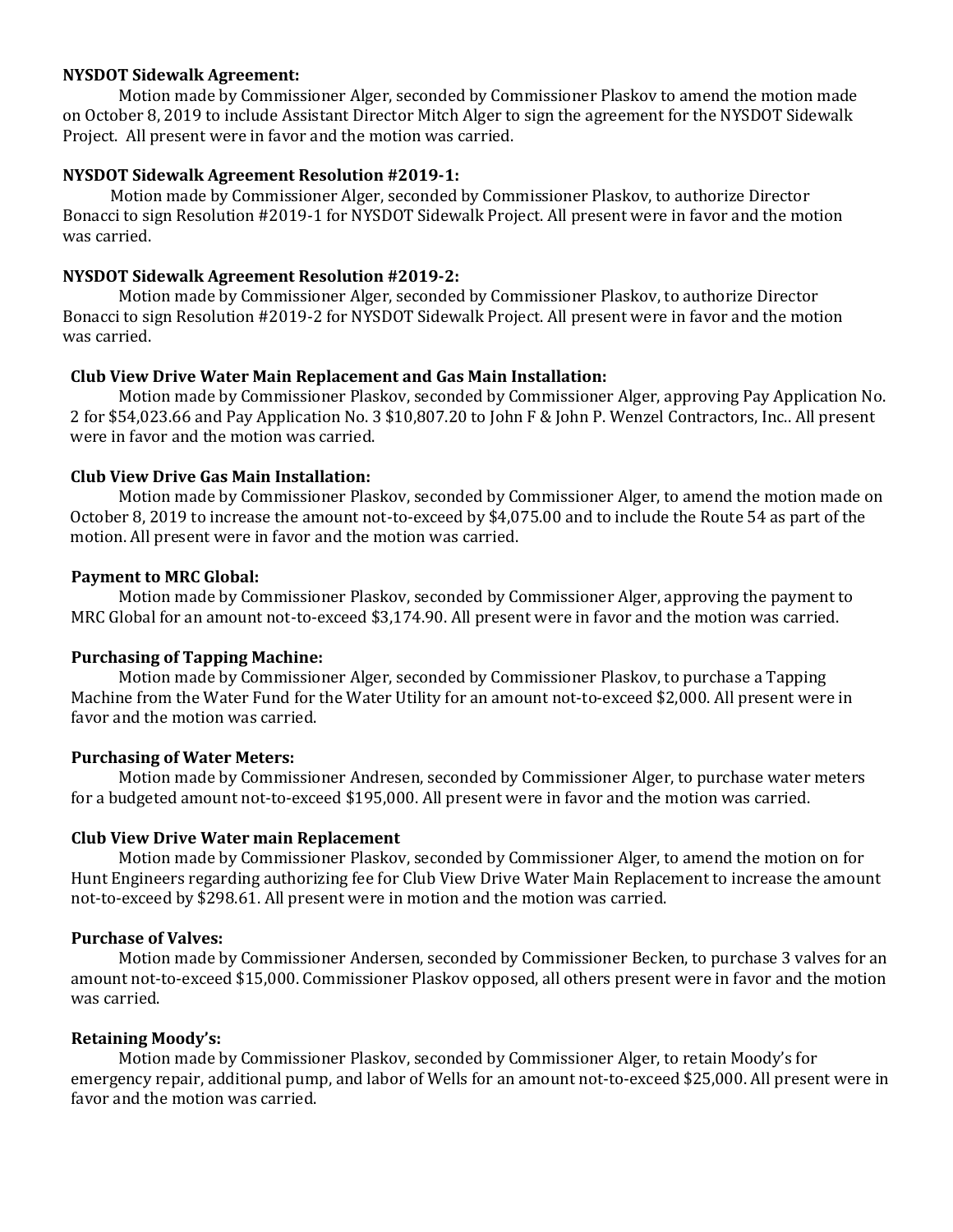**NYSDOT Sidewalk Agreement:**

Motion made by Commissioner Alger, seconded by Commissioner Plaskov to amend the motion made on October 8, 2019 to include Assistant Director Mitch Alger to sign the agreement for the NYSDOT Sidewalk Project. All present were in favor and the motion was carried.

**NYSDOT Sidewalk Agreement Resolution #2019-1:**

Motion made by Commissioner Alger, seconded by Commissioner Plaskov, to authorize Director Bonacci to sign Resolution #2019-1 for NYSDOT Sidewalk Project. All present were in favor and the motion was carried.

**NYSDOT Sidewalk Agreement Resolution #2019-2:**

Motion made by Commissioner Alger, seconded by Commissioner Plaskov, to authorize Director Bonacci to sign Resolution #2019-2 for NYSDOT Sidewalk Project. All present were in favor and the motion was carried.

**Club View Drive Water Main Replacement and Gas Main Installation:**

Motion made by Commissioner Plaskov, seconded by Commissioner Alger, approving Pay Application No. 2 for $54,023.66 and Pay Application No. 3 $10,807.20 to John F & John P. Wenzel Contractors, Inc.. All present were in favor and the motion was carried.

**Club View Drive Gas Main Installation:**

Motion made by Commissioner Plaskov, seconded by Commissioner Alger, to amend the motion made on October 8, 2019 to increase the amount not-to-exceed by $4,075.00 and to include the Route 54 as part of the motion. All present were in favor and the motion was carried.

**Payment to MRC Global:**

Motion made by Commissioner Plaskov, seconded by Commissioner Alger, approving the payment to MRC Global for an amount not-to-exceed $3,174.90. All present were in favor and the motion was carried.

**Purchasing of Tapping Machine:**

Motion made by Commissioner Alger, seconded by Commissioner Plaskov, to purchase a Tapping Machine from the Water Fund for the Water Utility for an amount not-to-exceed $2,000. All present were in favor and the motion was carried.

**Purchasing of Water Meters:**

Motion made by Commissioner Andresen, seconded by Commissioner Alger, to purchase water meters for a budgeted amount not-to-exceed $195,000. All present were in favor and the motion was carried.

**Club View Drive Water main Replacement**

Motion made by Commissioner Plaskov, seconded by Commissioner Alger, to amend the motion on for Hunt Engineers regarding authorizing fee for Club View Drive Water Main Replacement to increase the amount not-to-exceed by $298.61. All present were in motion and the motion was carried.

**Purchase of Valves:**

Motion made by Commissioner Andersen, seconded by Commissioner Becken, to purchase 3 valves for an amount not-to-exceed $15,000. Commissioner Plaskov opposed, all others present were in favor and the motion was carried.

**Retaining Moody's:**

Motion made by Commissioner Plaskov, seconded by Commissioner Alger, to retain Moody's for emergency repair, additional pump, and labor of Wells for an amount not-to-exceed $25,000. All present were in favor and the motion was carried.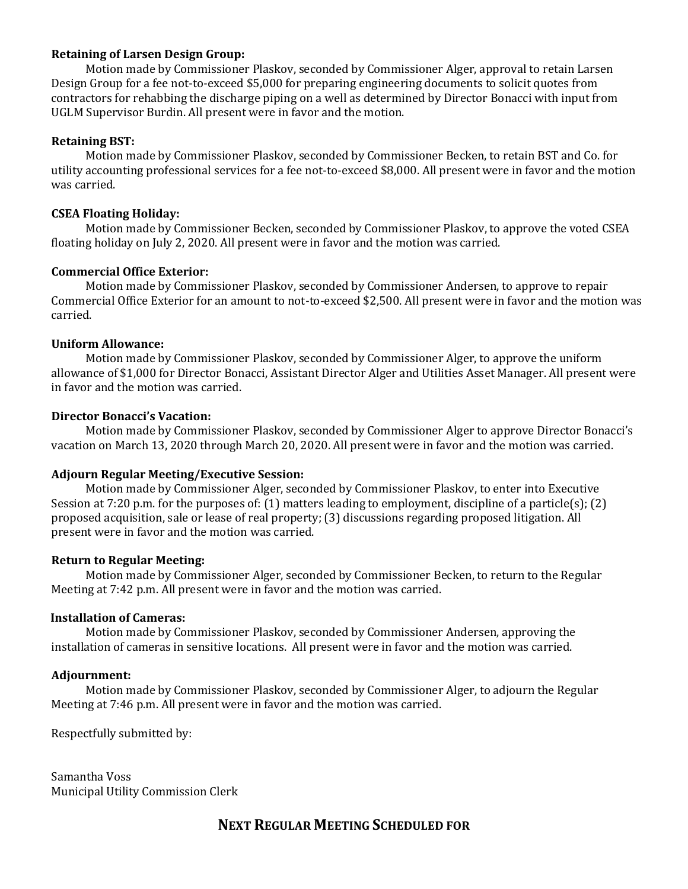**Retaining of Larsen Design Group:**

Motion made by Commissioner Plaskov, seconded by Commissioner Alger, approval to retain Larsen Design Group for a fee not-to-exceed $5,000 for preparing engineering documents to solicit quotes from contractors for rehabbing the discharge piping on a well as determined by Director Bonacci with input from UGLM Supervisor Burdin. All present were in favor and the motion.

**Retaining BST:**

Motion made by Commissioner Plaskov, seconded by Commissioner Becken, to retain BST and Co. for utility accounting professional services for a fee not-to-exceed $8,000. All present were in favor and the motion was carried.

**CSEA Floating Holiday:**

Motion made by Commissioner Becken, seconded by Commissioner Plaskov, to approve the voted CSEA floating holiday on July 2, 2020. All present were in favor and the motion was carried.

**Commercial Office Exterior:**

Motion made by Commissioner Plaskov, seconded by Commissioner Andersen, to approve to repair Commercial Office Exterior for an amount to not-to-exceed $2,500. All present were in favor and the motion was carried.

**Uniform Allowance:**

Motion made by Commissioner Plaskov, seconded by Commissioner Alger, to approve the uniform allowance of $1,000 for Director Bonacci, Assistant Director Alger and Utilities Asset Manager. All present were in favor and the motion was carried.

**Director Bonacci's Vacation:**

Motion made by Commissioner Plaskov, seconded by Commissioner Alger to approve Director Bonacci's vacation on March 13, 2020 through March 20, 2020. All present were in favor and the motion was carried.

**Adjourn Regular Meeting/Executive Session:**

Motion made by Commissioner Alger, seconded by Commissioner Plaskov, to enter into Executive Session at 7:20 p.m. for the purposes of: (1) matters leading to employment, discipline of a particle(s); (2) proposed acquisition, sale or lease of real property; (3) discussions regarding proposed litigation. All present were in favor and the motion was carried.

**Return to Regular Meeting:**

Motion made by Commissioner Alger, seconded by Commissioner Becken, to return to the Regular Meeting at 7:42 p.m. All present were in favor and the motion was carried.

**Installation of Cameras:**

Motion made by Commissioner Plaskov, seconded by Commissioner Andersen, approving the installation of cameras in sensitive locations. All present were in favor and the motion was carried.

**Adjournment:**

Motion made by Commissioner Plaskov, seconded by Commissioner Alger, to adjourn the Regular Meeting at 7:46 p.m. All present were in favor and the motion was carried.

Respectfully submitted by:

Samantha Voss
Municipal Utility Commission Clerk

## NEXT REGULAR MEETING SCHEDULED FOR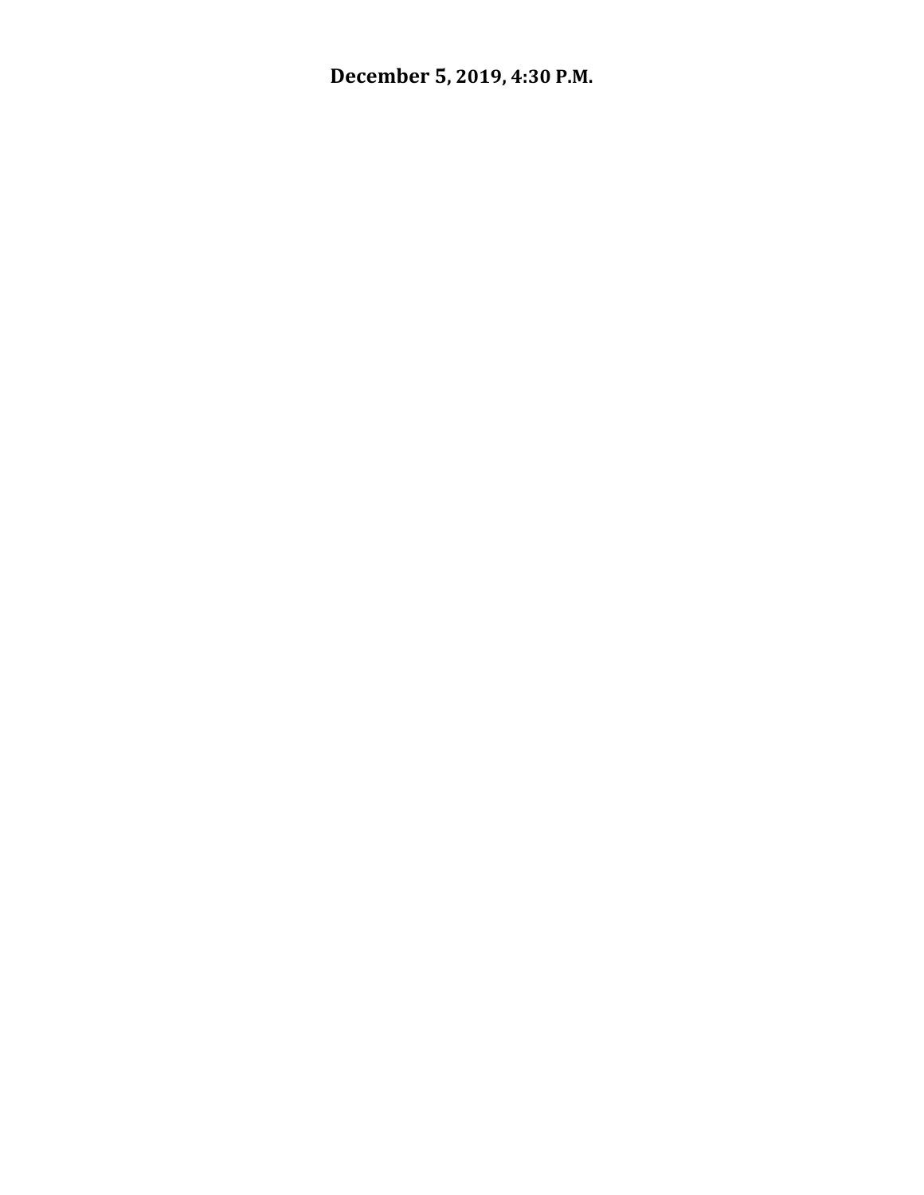**December 5, 2019, 4:30 P.M.**